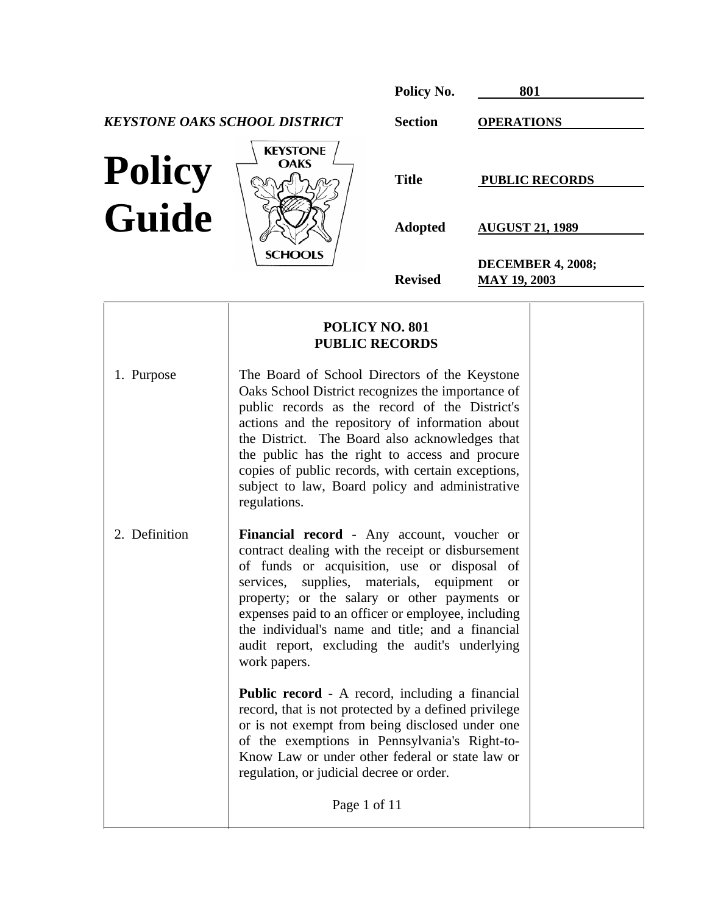**KEYSTONE OAKS SCHOOL DISTRICT**

# Policy Guide

| | |
|---|---|
| **Policy No.** | **801** |
| **Section** | **OPERATIONS** |
| **Title** | **PUBLIC RECORDS** |
| **Adopted** | **AUGUST 21, 1989** |
| **Revised** | **DECEMBER 4, 2008; MAY 19, 2003** |

## POLICY NO. 801
## PUBLIC RECORDS

**1. Purpose**

The Board of School Directors of the Keystone Oaks School District recognizes the importance of public records as the record of the District's actions and the repository of information about the District. The Board also acknowledges that the public has the right to access and procure copies of public records, with certain exceptions, subject to law, Board policy and administrative regulations.

**2. Definition**

**Financial record** - Any account, voucher or contract dealing with the receipt or disbursement of funds or acquisition, use or disposal of services, supplies, materials, equipment or property; or the salary or other payments or expenses paid to an officer or employee, including the individual's name and title; and a financial audit report, excluding the audit's underlying work papers.

**Public record** - A record, including a financial record, that is not protected by a defined privilege or is not exempt from being disclosed under one of the exemptions in Pennsylvania's Right-to-Know Law or under other federal or state law or regulation, or judicial decree or order.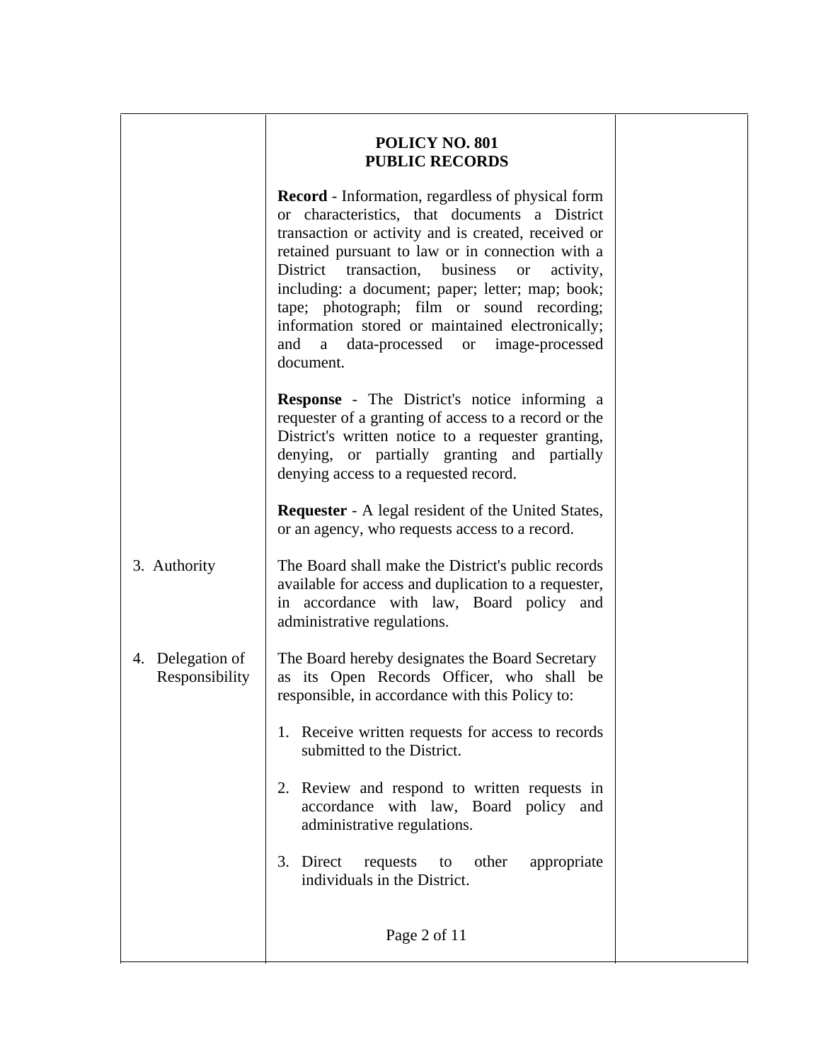# POLICY NO. 801
# PUBLIC RECORDS

**Record** - Information, regardless of physical form or characteristics, that documents a District transaction or activity and is created, received or retained pursuant to law or in connection with a District transaction, business or activity, including: a document; paper; letter; map; book; tape; photograph; film or sound recording; information stored or maintained electronically; and a data-processed or image-processed document.

**Response** - The District's notice informing a requester of a granting of access to a record or the District's written notice to a requester granting, denying, or partially granting and partially denying access to a requested record.

**Requester** - A legal resident of the United States, or an agency, who requests access to a record.

## 3. Authority

The Board shall make the District's public records available for access and duplication to a requester, in accordance with law, Board policy and administrative regulations.

## 4. Delegation of Responsibility

The Board hereby designates the Board Secretary as its Open Records Officer, who shall be responsible, in accordance with this Policy to:

1. Receive written requests for access to records submitted to the District.

2. Review and respond to written requests in accordance with law, Board policy and administrative regulations.

3. Direct requests to other appropriate individuals in the District.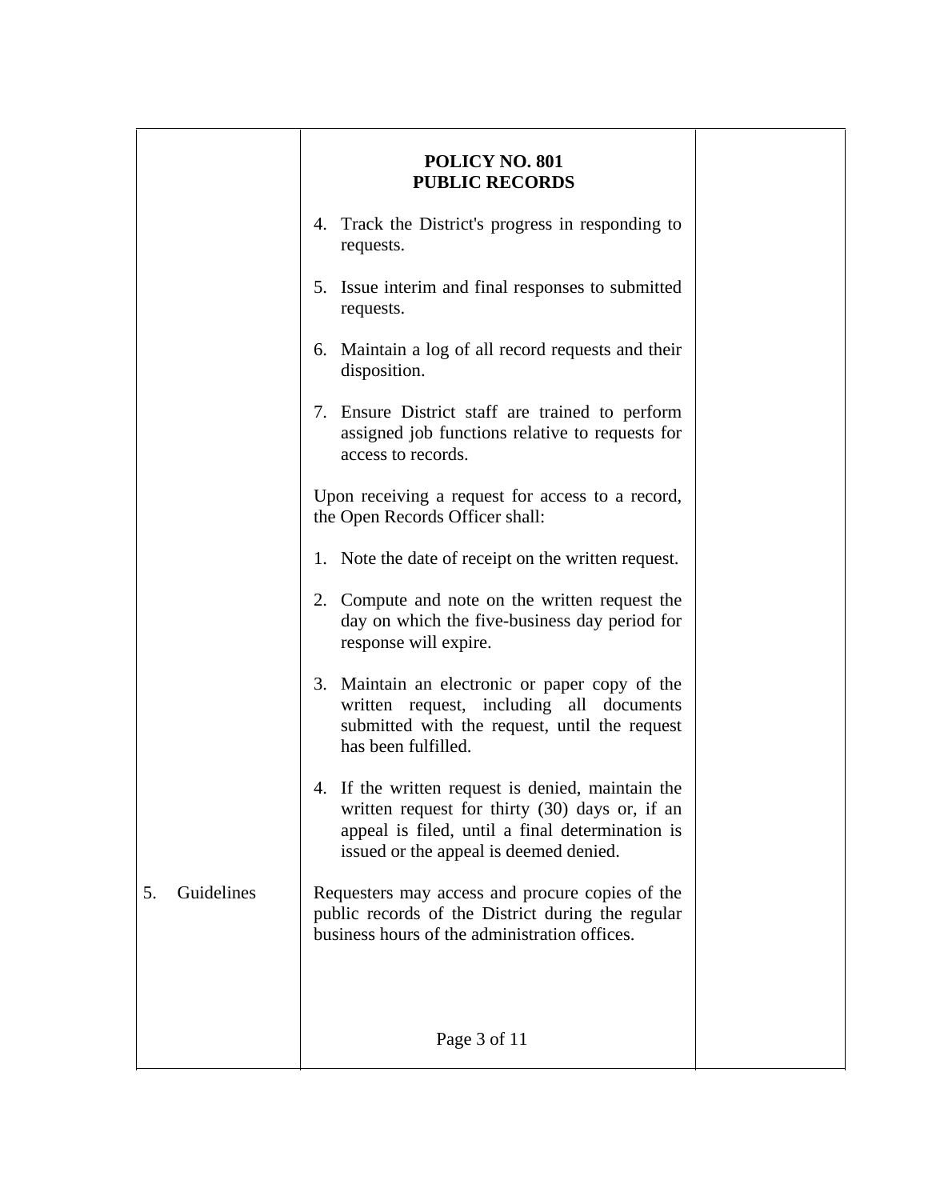**POLICY NO. 801**
**PUBLIC RECORDS**

4. Track the District's progress in responding to requests.

5. Issue interim and final responses to submitted requests.

6. Maintain a log of all record requests and their disposition.

7. Ensure District staff are trained to perform assigned job functions relative to requests for access to records.

Upon receiving a request for access to a record, the Open Records Officer shall:

1. Note the date of receipt on the written request.

2. Compute and note on the written request the day on which the five-business day period for response will expire.

3. Maintain an electronic or paper copy of the written request, including all documents submitted with the request, until the request has been fulfilled.

4. If the written request is denied, maintain the written request for thirty (30) days or, if an appeal is filed, until a final determination is issued or the appeal is deemed denied.

## 5. Guidelines

Requesters may access and procure copies of the public records of the District during the regular business hours of the administration offices.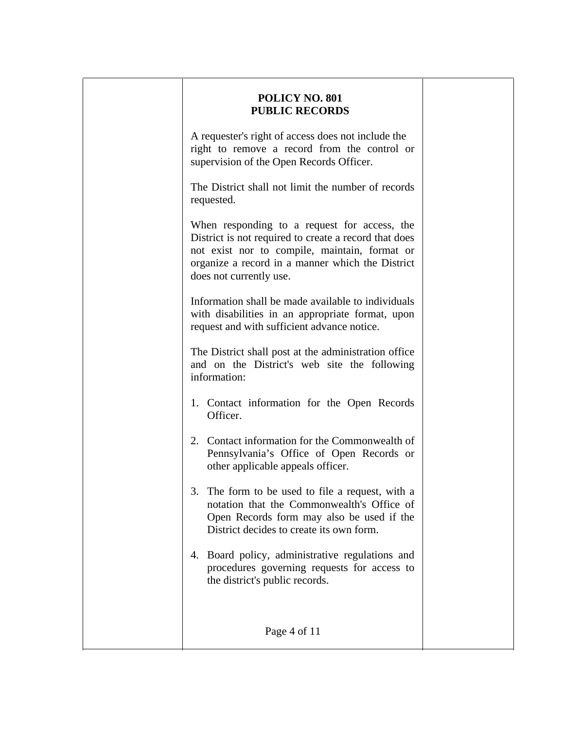**POLICY NO. 801**
**PUBLIC RECORDS**

A requester's right of access does not include the right to remove a record from the control or supervision of the Open Records Officer.

The District shall not limit the number of records requested.

When responding to a request for access, the District is not required to create a record that does not exist nor to compile, maintain, format or organize a record in a manner which the District does not currently use.

Information shall be made available to individuals with disabilities in an appropriate format, upon request and with sufficient advance notice.

The District shall post at the administration office and on the District's web site the following information:

1. Contact information for the Open Records Officer.

2. Contact information for the Commonwealth of Pennsylvania's Office of Open Records or other applicable appeals officer.

3. The form to be used to file a request, with a notation that the Commonwealth's Office of Open Records form may also be used if the District decides to create its own form.

4. Board policy, administrative regulations and procedures governing requests for access to the district's public records.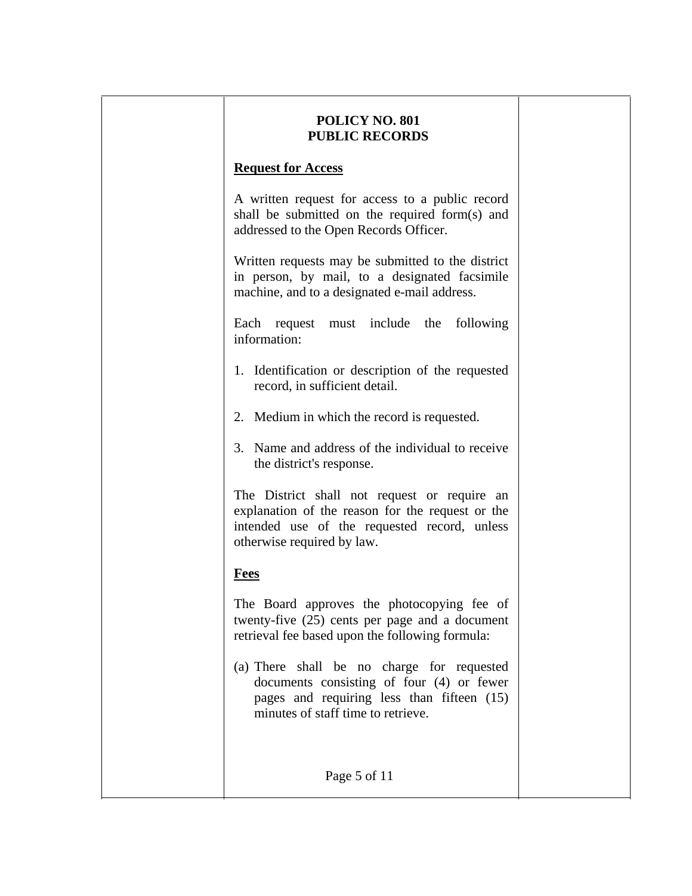**POLICY NO. 801**
**PUBLIC RECORDS**

**Request for Access**

A written request for access to a public record shall be submitted on the required form(s) and addressed to the Open Records Officer.

Written requests may be submitted to the district in person, by mail, to a designated facsimile machine, and to a designated e-mail address.

Each request must include the following information:

1. Identification or description of the requested record, in sufficient detail.

2. Medium in which the record is requested.

3. Name and address of the individual to receive the district's response.

The District shall not request or require an explanation of the reason for the request or the intended use of the requested record, unless otherwise required by law.

**Fees**

The Board approves the photocopying fee of twenty-five (25) cents per page and a document retrieval fee based upon the following formula:

(a) There shall be no charge for requested documents consisting of four (4) or fewer pages and requiring less than fifteen (15) minutes of staff time to retrieve.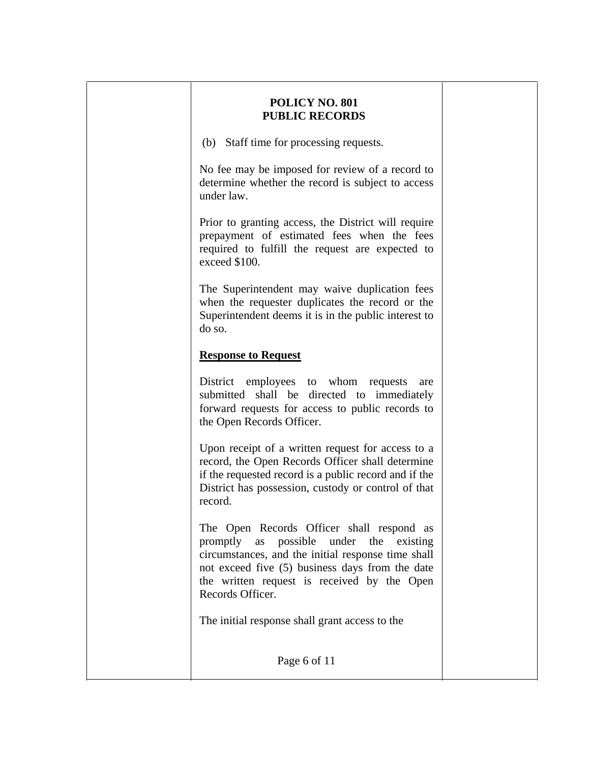**POLICY NO. 801**
**PUBLIC RECORDS**

(b) Staff time for processing requests.

No fee may be imposed for review of a record to determine whether the record is subject to access under law.

Prior to granting access, the District will require prepayment of estimated fees when the fees required to fulfill the request are expected to exceed $100.

The Superintendent may waive duplication fees when the requester duplicates the record or the Superintendent deems it is in the public interest to do so.

**Response to Request**

District employees to whom requests are submitted shall be directed to immediately forward requests for access to public records to the Open Records Officer.

Upon receipt of a written request for access to a record, the Open Records Officer shall determine if the requested record is a public record and if the District has possession, custody or control of that record.

The Open Records Officer shall respond as promptly as possible under the existing circumstances, and the initial response time shall not exceed five (5) business days from the date the written request is received by the Open Records Officer.

The initial response shall grant access to the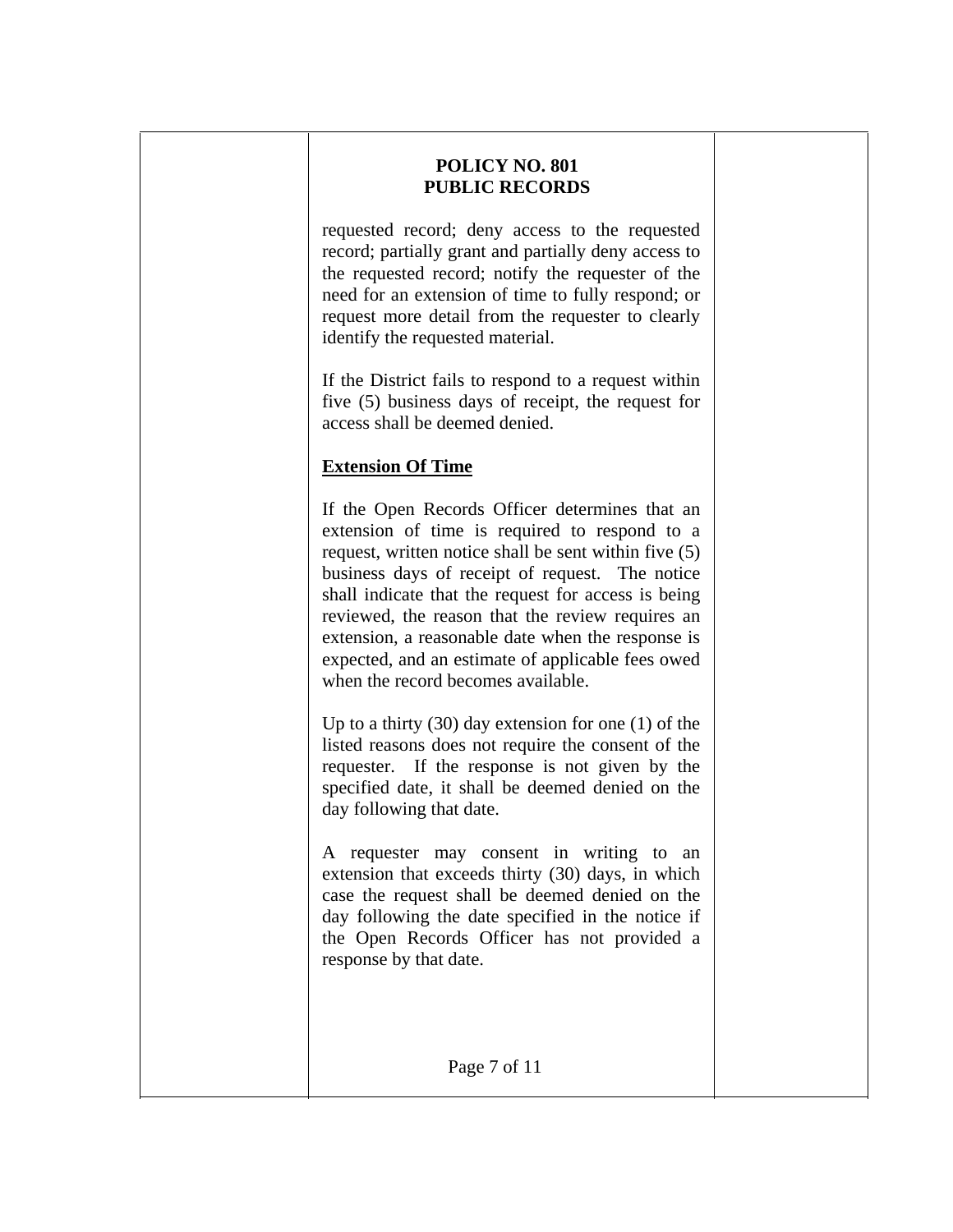requested record; deny access to the requested record; partially grant and partially deny access to the requested record; notify the requester of the need for an extension of time to fully respond; or request more detail from the requester to clearly identify the requested material.

If the District fails to respond to a request within five (5) business days of receipt, the request for access shall be deemed denied.

**Extension Of Time**

If the Open Records Officer determines that an extension of time is required to respond to a request, written notice shall be sent within five (5) business days of receipt of request. The notice shall indicate that the request for access is being reviewed, the reason that the review requires an extension, a reasonable date when the response is expected, and an estimate of applicable fees owed when the record becomes available.

Up to a thirty (30) day extension for one (1) of the listed reasons does not require the consent of the requester. If the response is not given by the specified date, it shall be deemed denied on the day following that date.

A requester may consent in writing to an extension that exceeds thirty (30) days, in which case the request shall be deemed denied on the day following the date specified in the notice if the Open Records Officer has not provided a response by that date.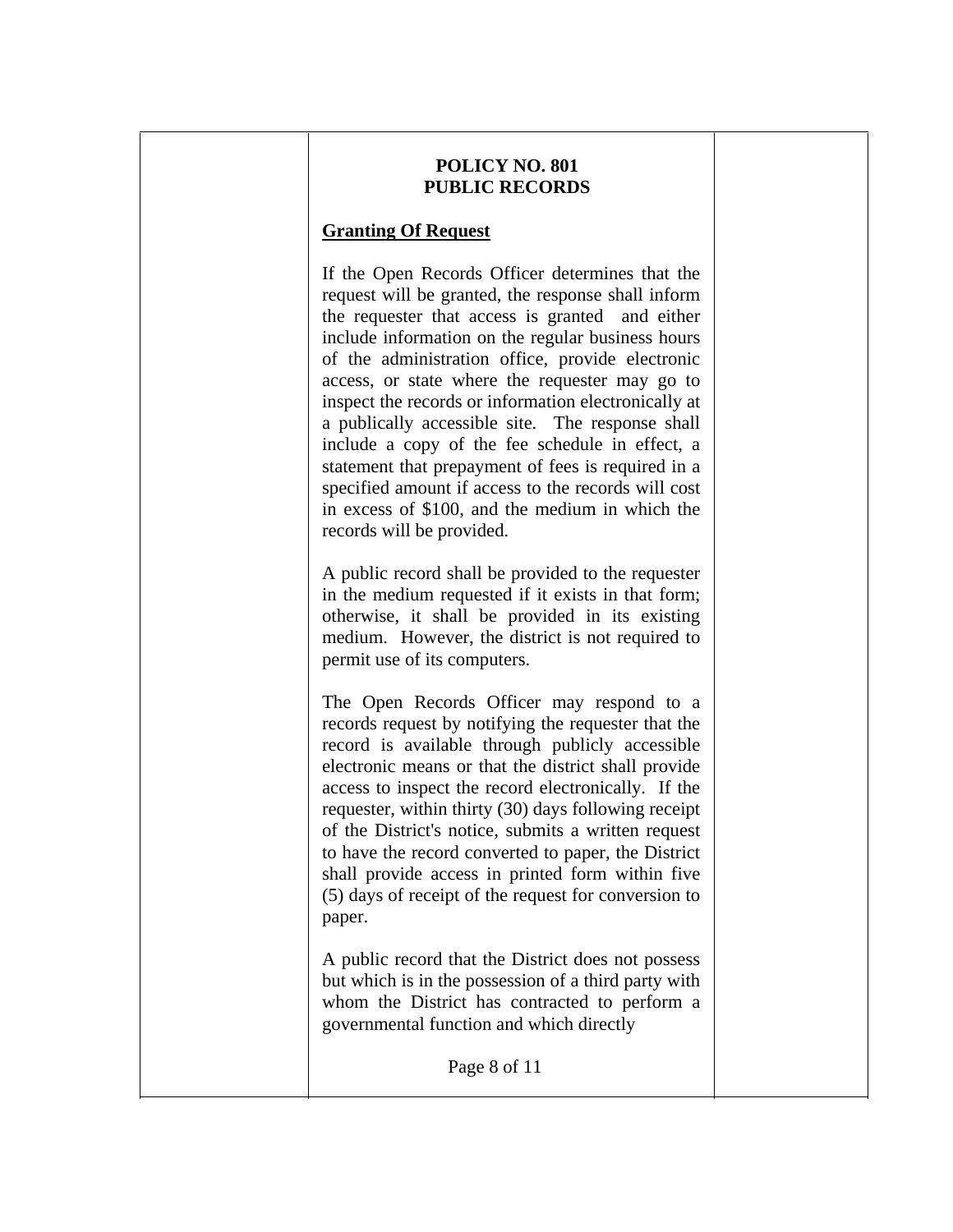**POLICY NO. 801**
**PUBLIC RECORDS**

**Granting Of Request**

If the Open Records Officer determines that the request will be granted, the response shall inform the requester that access is granted and either include information on the regular business hours of the administration office, provide electronic access, or state where the requester may go to inspect the records or information electronically at a publically accessible site. The response shall include a copy of the fee schedule in effect, a statement that prepayment of fees is required in a specified amount if access to the records will cost in excess of $100, and the medium in which the records will be provided.

A public record shall be provided to the requester in the medium requested if it exists in that form; otherwise, it shall be provided in its existing medium. However, the district is not required to permit use of its computers.

The Open Records Officer may respond to a records request by notifying the requester that the record is available through publicly accessible electronic means or that the district shall provide access to inspect the record electronically. If the requester, within thirty (30) days following receipt of the District's notice, submits a written request to have the record converted to paper, the District shall provide access in printed form within five (5) days of receipt of the request for conversion to paper.

A public record that the District does not possess but which is in the possession of a third party with whom the District has contracted to perform a governmental function and which directly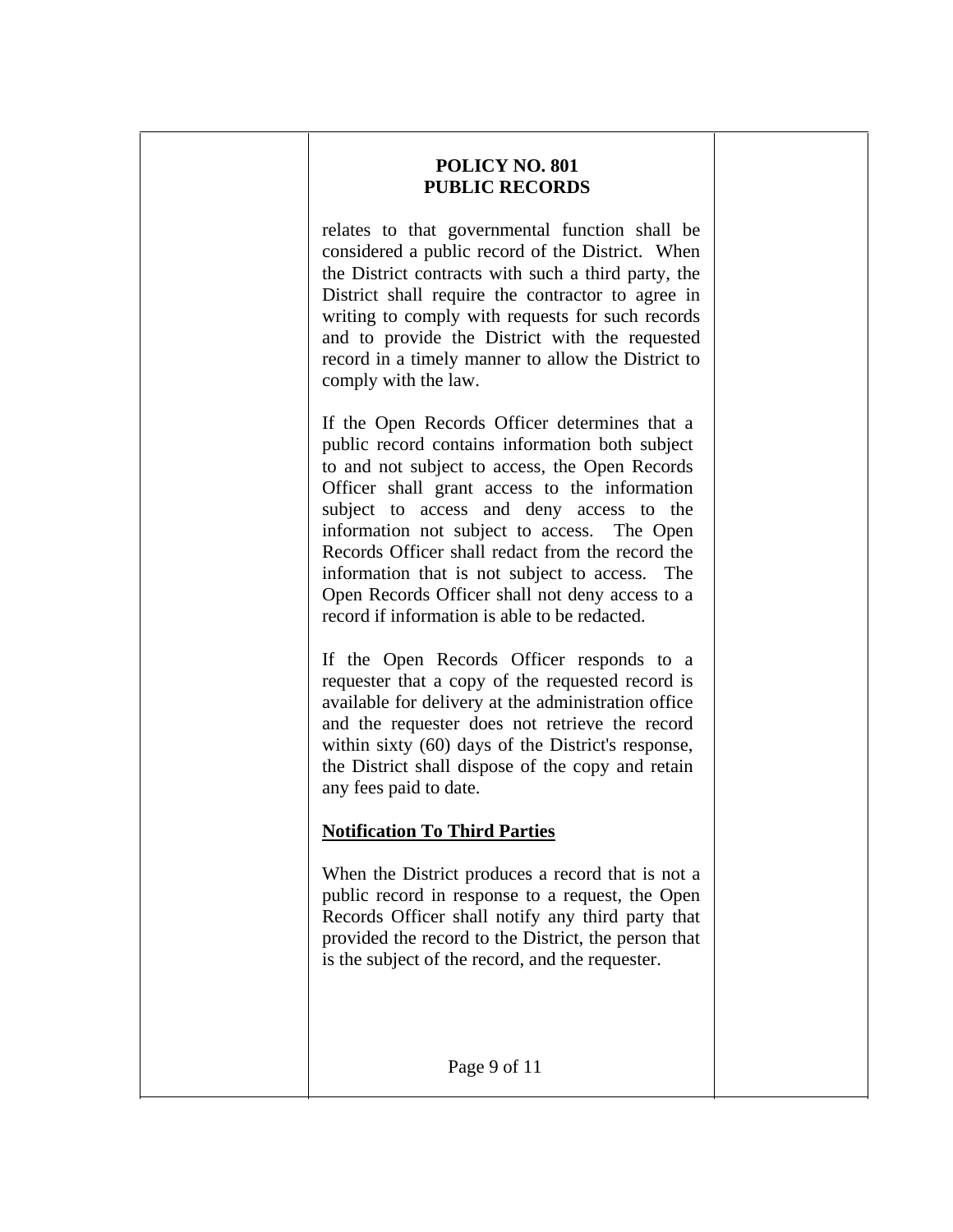relates to that governmental function shall be considered a public record of the District. When the District contracts with such a third party, the District shall require the contractor to agree in writing to comply with requests for such records and to provide the District with the requested record in a timely manner to allow the District to comply with the law.

If the Open Records Officer determines that a public record contains information both subject to and not subject to access, the Open Records Officer shall grant access to the information subject to access and deny access to the information not subject to access. The Open Records Officer shall redact from the record the information that is not subject to access. The Open Records Officer shall not deny access to a record if information is able to be redacted.

If the Open Records Officer responds to a requester that a copy of the requested record is available for delivery at the administration office and the requester does not retrieve the record within sixty (60) days of the District's response, the District shall dispose of the copy and retain any fees paid to date.

**Notification To Third Parties**

When the District produces a record that is not a public record in response to a request, the Open Records Officer shall notify any third party that provided the record to the District, the person that is the subject of the record, and the requester.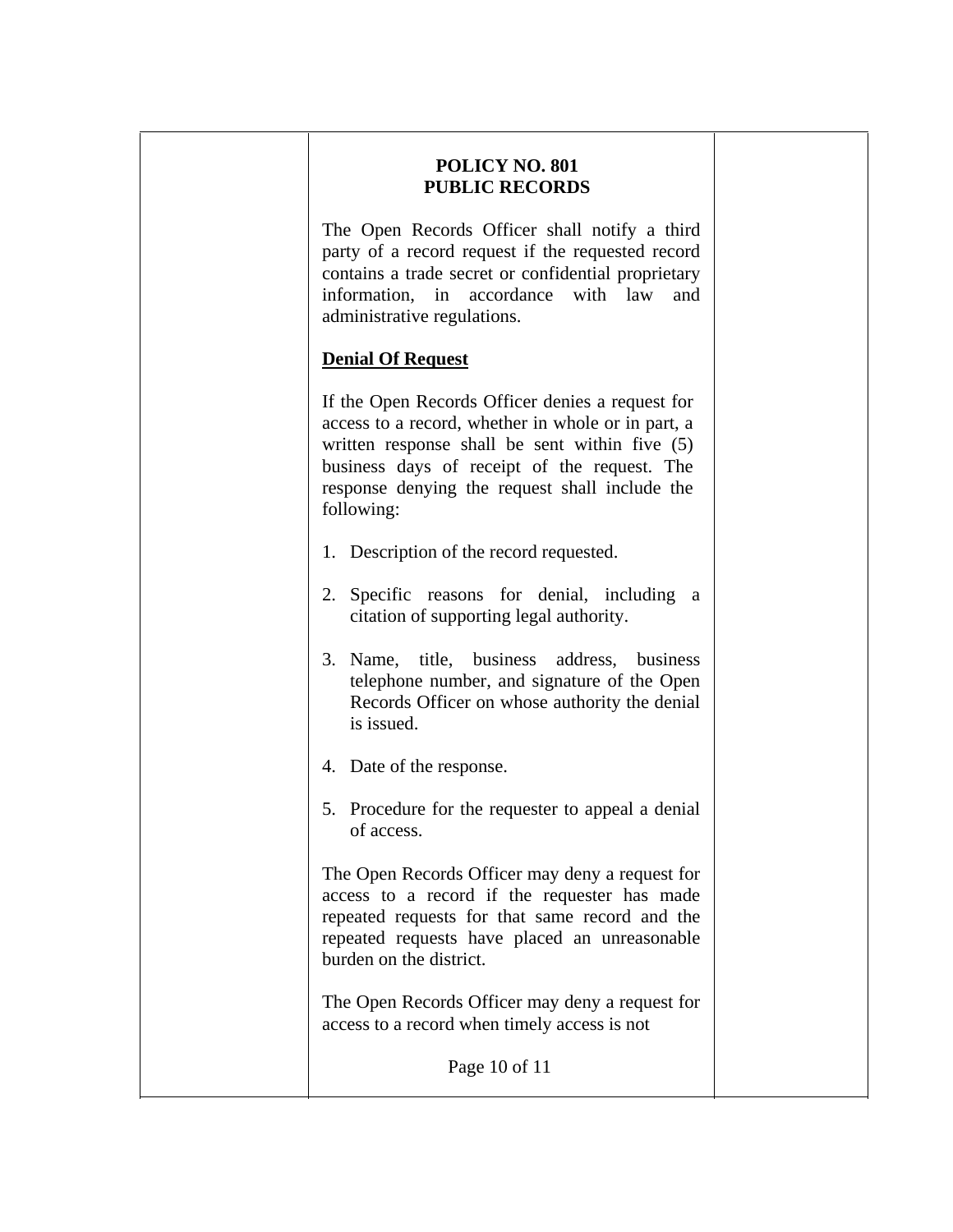**POLICY NO. 801**
**PUBLIC RECORDS**

The Open Records Officer shall notify a third party of a record request if the requested record contains a trade secret or confidential proprietary information, in accordance with law and administrative regulations.

**Denial Of Request**

If the Open Records Officer denies a request for access to a record, whether in whole or in part, a written response shall be sent within five (5) business days of receipt of the request. The response denying the request shall include the following:

1. Description of the record requested.

2. Specific reasons for denial, including a citation of supporting legal authority.

3. Name, title, business address, business telephone number, and signature of the Open Records Officer on whose authority the denial is issued.

4. Date of the response.

5. Procedure for the requester to appeal a denial of access.

The Open Records Officer may deny a request for access to a record if the requester has made repeated requests for that same record and the repeated requests have placed an unreasonable burden on the district.

The Open Records Officer may deny a request for access to a record when timely access is not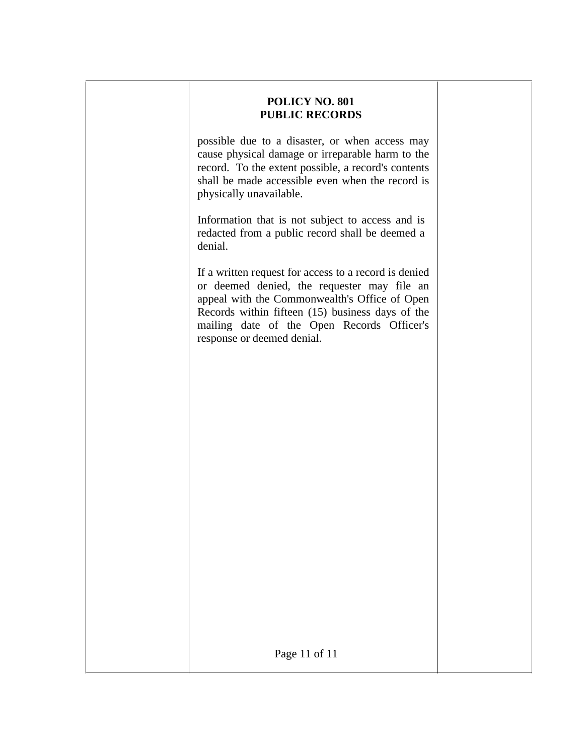**POLICY NO. 801**
**PUBLIC RECORDS**

possible due to a disaster, or when access may cause physical damage or irreparable harm to the record. To the extent possible, a record's contents shall be made accessible even when the record is physically unavailable.

Information that is not subject to access and is redacted from a public record shall be deemed a denial.

If a written request for access to a record is denied or deemed denied, the requester may file an appeal with the Commonwealth's Office of Open Records within fifteen (15) business days of the mailing date of the Open Records Officer's response or deemed denial.